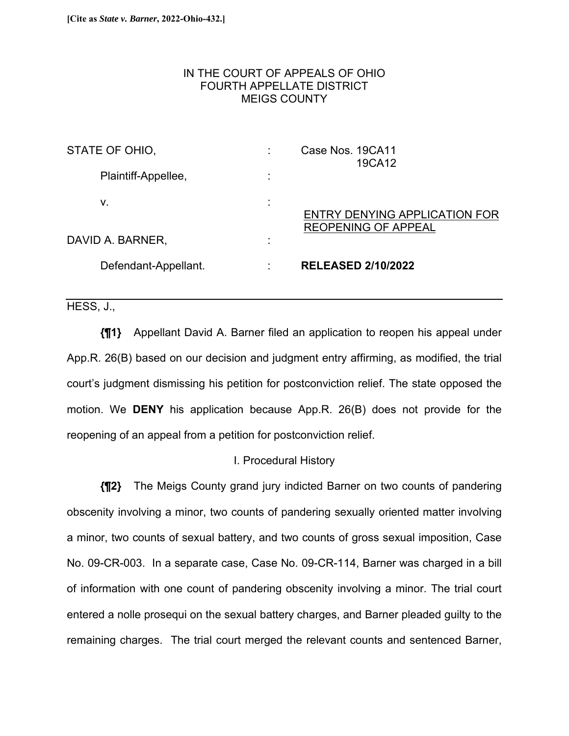**[Cite as *State v. Barner*, 2022-Ohio-432.]**

IN THE COURT OF APPEALS OF OHIO
FOURTH APPELLATE DISTRICT
MEIGS COUNTY

| | | |
|---|---|---|
| STATE OF OHIO, | : | Case Nos. 19CA11 19CA12 |
| Plaintiff-Appellee, | : | |
| v. | : | <u>ENTRY DENYING APPLICATION FOR REOPENING OF APPEAL</u> |
| DAVID A. BARNER, | : | |
| Defendant-Appellant. | : | **RELEASED 2/10/2022** |

---

HESS, J.,

**{¶1}** Appellant David A. Barner filed an application to reopen his appeal under App.R. 26(B) based on our decision and judgment entry affirming, as modified, the trial court's judgment dismissing his petition for postconviction relief. The state opposed the motion. We **DENY** his application because App.R. 26(B) does not provide for the reopening of an appeal from a petition for postconviction relief.

I. Procedural History

**{¶2}** The Meigs County grand jury indicted Barner on two counts of pandering obscenity involving a minor, two counts of pandering sexually oriented matter involving a minor, two counts of sexual battery, and two counts of gross sexual imposition, Case No. 09-CR-003. In a separate case, Case No. 09-CR-114, Barner was charged in a bill of information with one count of pandering obscenity involving a minor. The trial court entered a nolle prosequi on the sexual battery charges, and Barner pleaded guilty to the remaining charges. The trial court merged the relevant counts and sentenced Barner,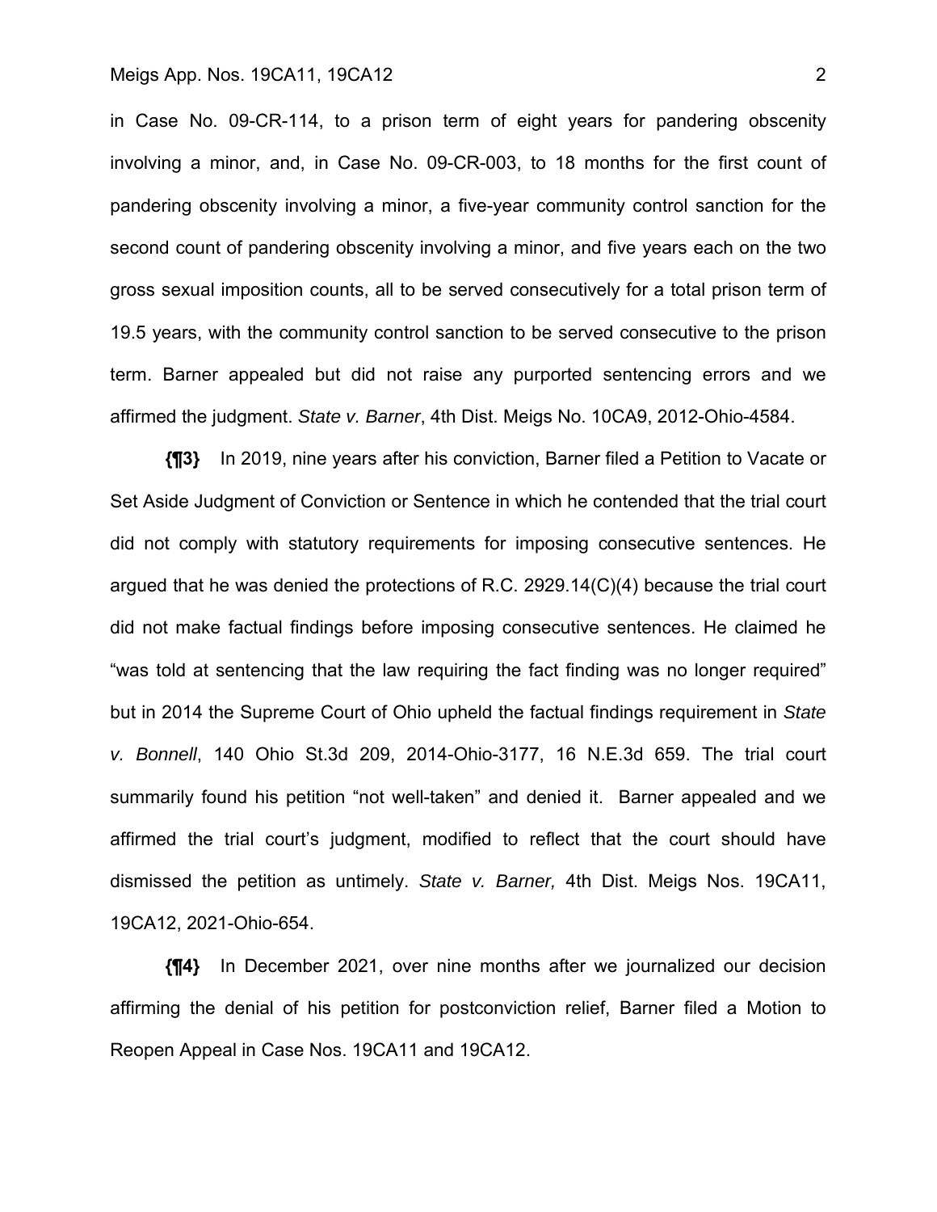in Case No. 09-CR-114, to a prison term of eight years for pandering obscenity involving a minor, and, in Case No. 09-CR-003, to 18 months for the first count of pandering obscenity involving a minor, a five-year community control sanction for the second count of pandering obscenity involving a minor, and five years each on the two gross sexual imposition counts, all to be served consecutively for a total prison term of 19.5 years, with the community control sanction to be served consecutive to the prison term. Barner appealed but did not raise any purported sentencing errors and we affirmed the judgment. *State v. Barner*, 4th Dist. Meigs No. 10CA9, 2012-Ohio-4584.

**{¶3}** In 2019, nine years after his conviction, Barner filed a Petition to Vacate or Set Aside Judgment of Conviction or Sentence in which he contended that the trial court did not comply with statutory requirements for imposing consecutive sentences. He argued that he was denied the protections of R.C. 2929.14(C)(4) because the trial court did not make factual findings before imposing consecutive sentences. He claimed he "was told at sentencing that the law requiring the fact finding was no longer required" but in 2014 the Supreme Court of Ohio upheld the factual findings requirement in *State v. Bonnell*, 140 Ohio St.3d 209, 2014-Ohio-3177, 16 N.E.3d 659. The trial court summarily found his petition "not well-taken" and denied it. Barner appealed and we affirmed the trial court's judgment, modified to reflect that the court should have dismissed the petition as untimely. *State v. Barner,* 4th Dist. Meigs Nos. 19CA11, 19CA12, 2021-Ohio-654.

**{¶4}** In December 2021, over nine months after we journalized our decision affirming the denial of his petition for postconviction relief, Barner filed a Motion to Reopen Appeal in Case Nos. 19CA11 and 19CA12.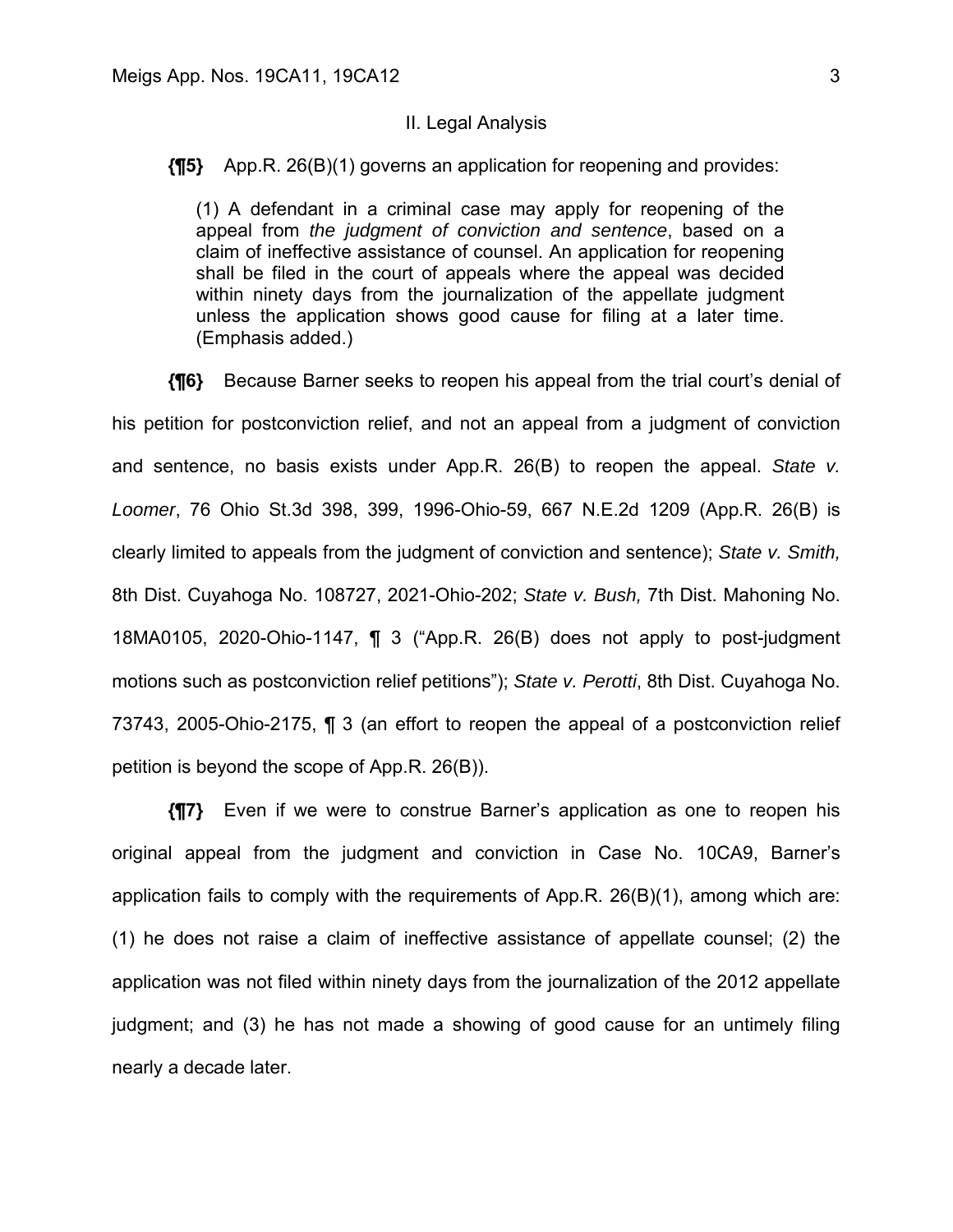## II. Legal Analysis

**{¶5}** App.R. 26(B)(1) governs an application for reopening and provides:

> (1) A defendant in a criminal case may apply for reopening of the appeal from *the judgment of conviction and sentence*, based on a claim of ineffective assistance of counsel. An application for reopening shall be filed in the court of appeals where the appeal was decided within ninety days from the journalization of the appellate judgment unless the application shows good cause for filing at a later time. (Emphasis added.)

**{¶6}** Because Barner seeks to reopen his appeal from the trial court's denial of his petition for postconviction relief, and not an appeal from a judgment of conviction and sentence, no basis exists under App.R. 26(B) to reopen the appeal. *State v. Loomer*, 76 Ohio St.3d 398, 399, 1996-Ohio-59, 667 N.E.2d 1209 (App.R. 26(B) is clearly limited to appeals from the judgment of conviction and sentence); *State v. Smith,* 8th Dist. Cuyahoga No. 108727, 2021-Ohio-202; *State v. Bush,* 7th Dist. Mahoning No. 18MA0105, 2020-Ohio-1147, ¶ 3 ("App.R. 26(B) does not apply to post-judgment motions such as postconviction relief petitions"); *State v. Perotti*, 8th Dist. Cuyahoga No. 73743, 2005-Ohio-2175, ¶ 3 (an effort to reopen the appeal of a postconviction relief petition is beyond the scope of App.R. 26(B)).

**{¶7}** Even if we were to construe Barner's application as one to reopen his original appeal from the judgment and conviction in Case No. 10CA9, Barner's application fails to comply with the requirements of App.R. 26(B)(1), among which are: (1) he does not raise a claim of ineffective assistance of appellate counsel; (2) the application was not filed within ninety days from the journalization of the 2012 appellate judgment; and (3) he has not made a showing of good cause for an untimely filing nearly a decade later.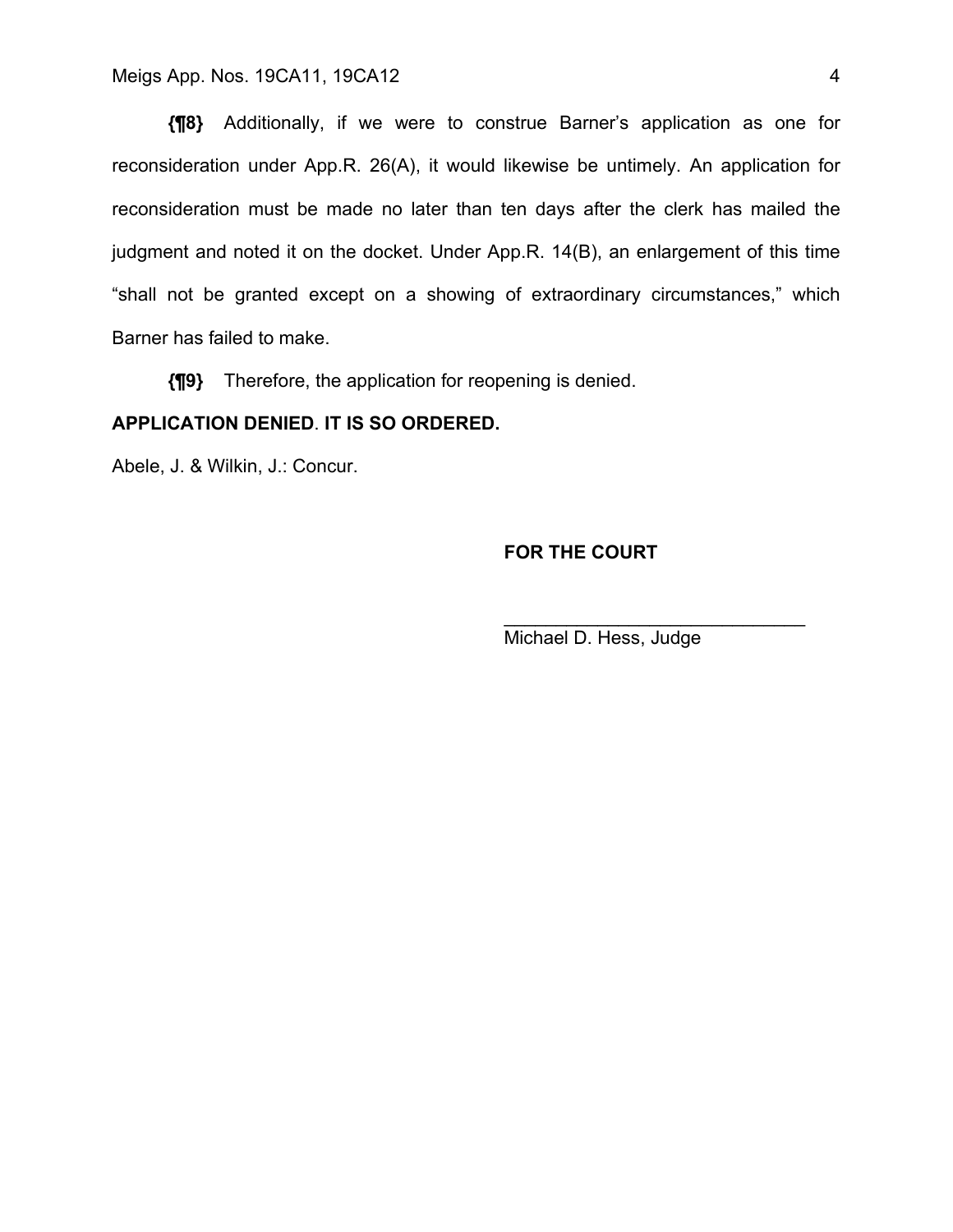**{¶8}** Additionally, if we were to construe Barner's application as one for reconsideration under App.R. 26(A), it would likewise be untimely. An application for reconsideration must be made no later than ten days after the clerk has mailed the judgment and noted it on the docket. Under App.R. 14(B), an enlargement of this time "shall not be granted except on a showing of extraordinary circumstances," which Barner has failed to make.

**{¶9}** Therefore, the application for reopening is denied.

**APPLICATION DENIED**. **IT IS SO ORDERED.**

Abele, J. & Wilkin, J.: Concur.

**FOR THE COURT**

______________________________
Michael D. Hess, Judge